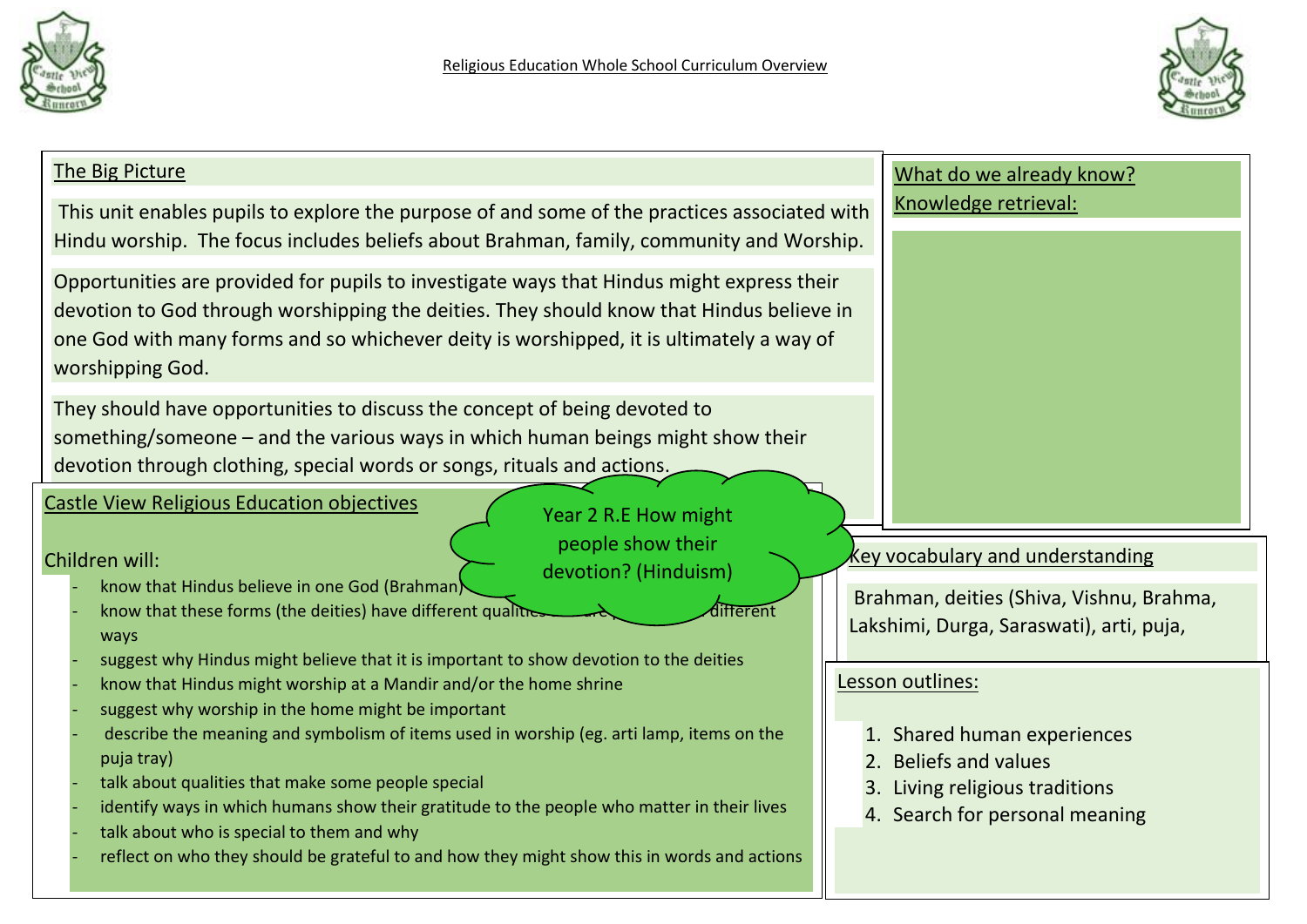# Religious Education Whole School Curriculum Overview

## Year 2 R.E How might people show their devotion? (Hinduism)

## The Big Picture

This unit enables pupils to explore the purpose of and some of the practices associated with Hindu worship. The focus includes beliefs about Brahman, family, community and Worship.

Opportunities are provided for pupils to investigate ways that Hindus might express their devotion to God through worshipping the deities. They should know that Hindus believe in one God with many forms and so whichever deity is worshipped, it is ultimately a way of worshipping God.

They should have opportunities to discuss the concept of being devoted to something/someone – and the various ways in which human beings might show their devotion through clothing, special words or songs, rituals and actions.

## What do we already know?

Knowledge retrieval:

## Castle View Religious Education objectives

Children will:

- know that Hindus believe in one God (Brahman)
- know that these forms (the deities) have different qualities ... different ways
- suggest why Hindus might believe that it is important to show devotion to the deities
- know that Hindus might worship at a Mandir and/or the home shrine
- suggest why worship in the home might be important
- describe the meaning and symbolism of items used in worship (eg. arti lamp, items on the puja tray)
- talk about qualities that make some people special
- identify ways in which humans show their gratitude to the people who matter in their lives
- talk about who is special to them and why
- reflect on who they should be grateful to and how they might show this in words and actions

## Key vocabulary and understanding

Brahman, deities (Shiva, Vishnu, Brahma, Lakshimi, Durga, Saraswati), arti, puja,

## Lesson outlines:

1. Shared human experiences
2. Beliefs and values
3. Living religious traditions
4. Search for personal meaning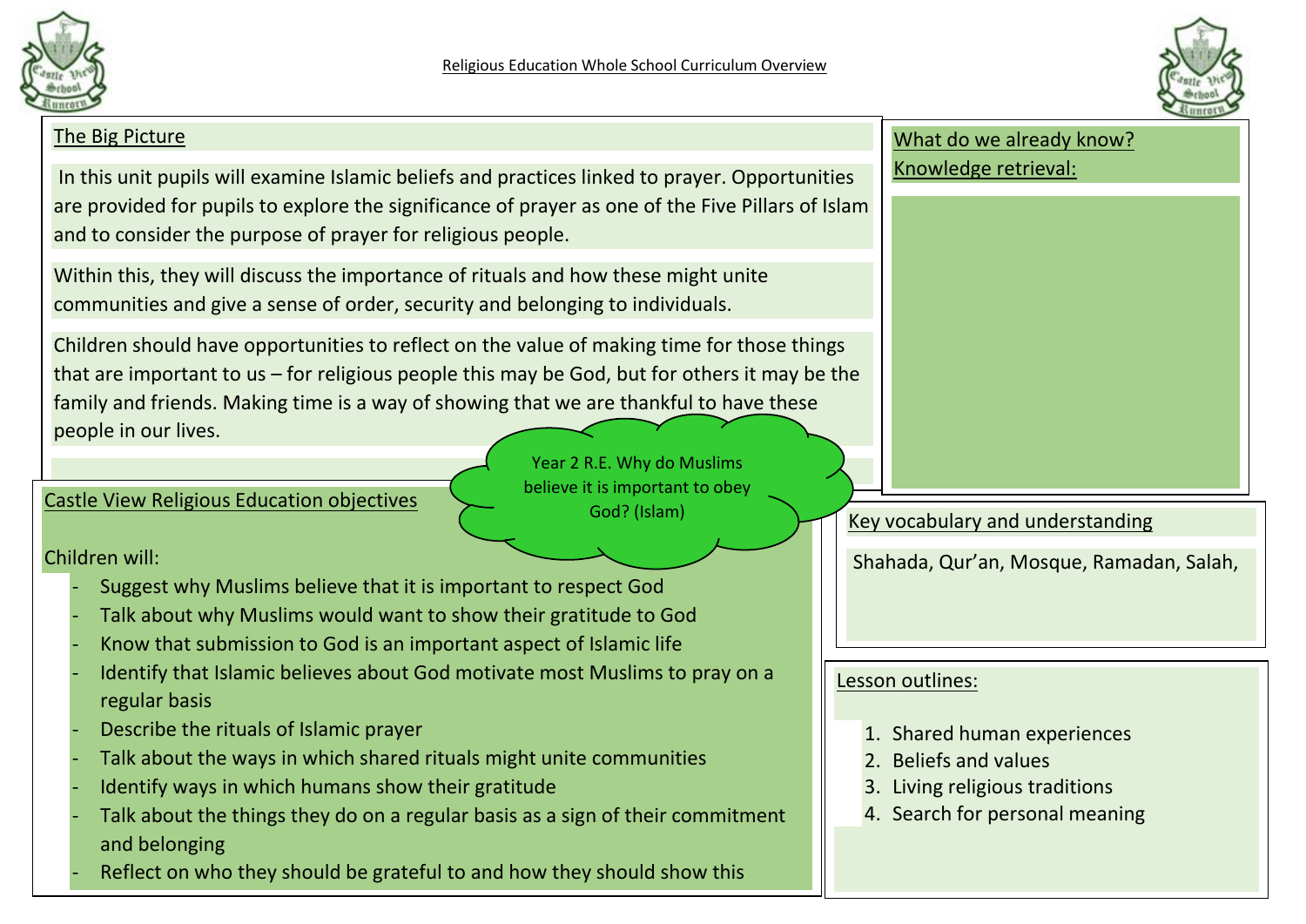Religious Education Whole School Curriculum Overview

## The Big Picture

In this unit pupils will examine Islamic beliefs and practices linked to prayer. Opportunities are provided for pupils to explore the significance of prayer as one of the Five Pillars of Islam and to consider the purpose of prayer for religious people.

Within this, they will discuss the importance of rituals and how these might unite communities and give a sense of order, security and belonging to individuals.

Children should have opportunities to reflect on the value of making time for those things that are important to us – for religious people this may be God, but for others it may be the family and friends. Making time is a way of showing that we are thankful to have these people in our lives.

## What do we already know? Knowledge retrieval:

Year 2 R.E. Why do Muslims believe it is important to obey God? (Islam)

## Castle View Religious Education objectives

Children will:

- Suggest why Muslims believe that it is important to respect God
- Talk about why Muslims would want to show their gratitude to God
- Know that submission to God is an important aspect of Islamic life
- Identify that Islamic believes about God motivate most Muslims to pray on a regular basis
- Describe the rituals of Islamic prayer
- Talk about the ways in which shared rituals might unite communities
- Identify ways in which humans show their gratitude
- Talk about the things they do on a regular basis as a sign of their commitment and belonging
- Reflect on who they should be grateful to and how they should show this

## Key vocabulary and understanding

Shahada, Qur'an, Mosque, Ramadan, Salah,

## Lesson outlines:

1. Shared human experiences
2. Beliefs and values
3. Living religious traditions
4. Search for personal meaning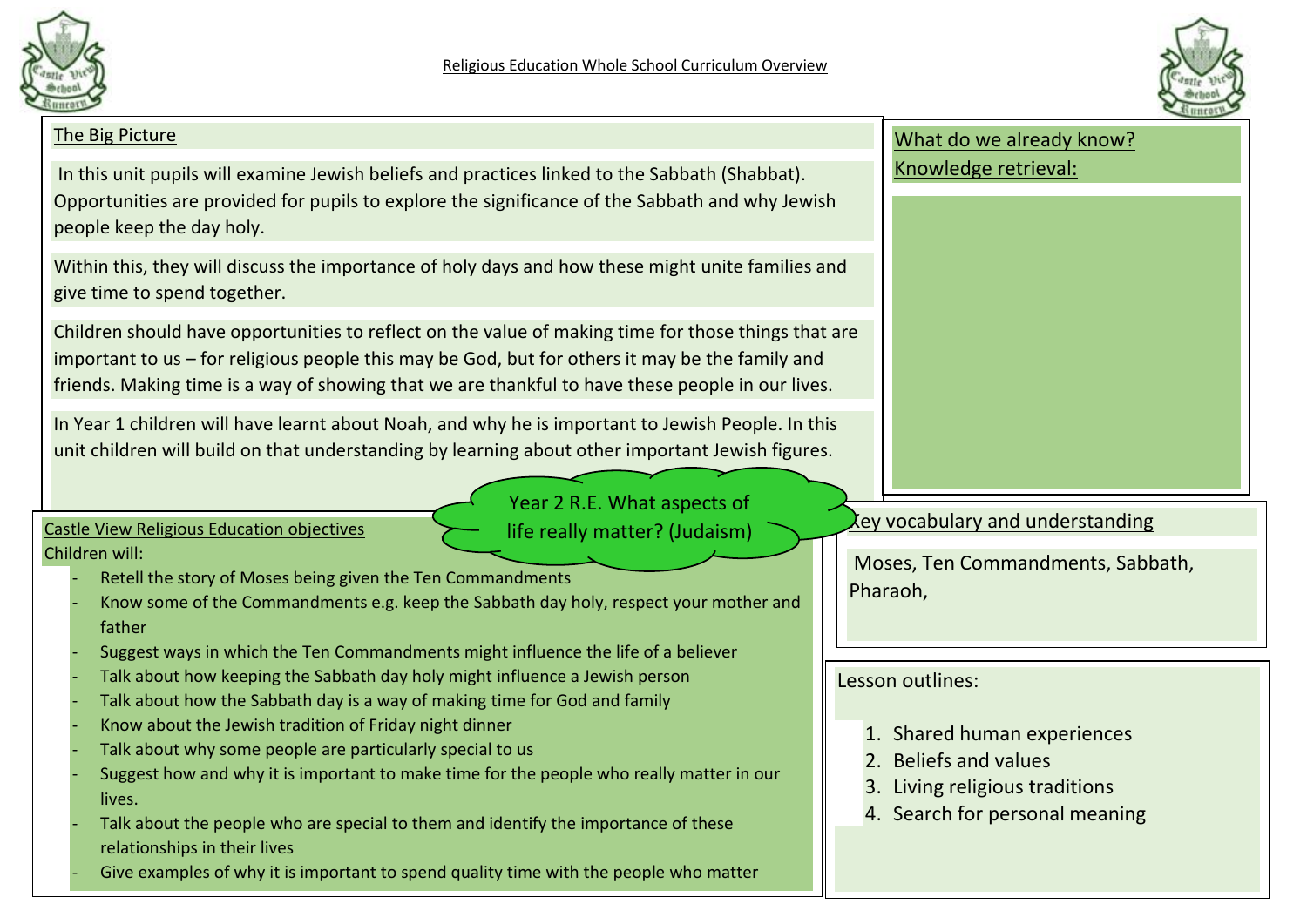Religious Education Whole School Curriculum Overview

## Year 2 R.E. What aspects of life really matter? (Judaism)

### The Big Picture

In this unit pupils will examine Jewish beliefs and practices linked to the Sabbath (Shabbat). Opportunities are provided for pupils to explore the significance of the Sabbath and why Jewish people keep the day holy.

Within this, they will discuss the importance of holy days and how these might unite families and give time to spend together.

Children should have opportunities to reflect on the value of making time for those things that are important to us – for religious people this may be God, but for others it may be the family and friends. Making time is a way of showing that we are thankful to have these people in our lives.

In Year 1 children will have learnt about Noah, and why he is important to Jewish People. In this unit children will build on that understanding by learning about other important Jewish figures.

### What do we already know?

### Knowledge retrieval:

### Castle View Religious Education objectives

Children will:

- Retell the story of Moses being given the Ten Commandments
- Know some of the Commandments e.g. keep the Sabbath day holy, respect your mother and father
- Suggest ways in which the Ten Commandments might influence the life of a believer
- Talk about how keeping the Sabbath day holy might influence a Jewish person
- Talk about how the Sabbath day is a way of making time for God and family
- Know about the Jewish tradition of Friday night dinner
- Talk about why some people are particularly special to us
- Suggest how and why it is important to make time for the people who really matter in our lives.
- Talk about the people who are special to them and identify the importance of these relationships in their lives
- Give examples of why it is important to spend quality time with the people who matter

### Key vocabulary and understanding

Moses, Ten Commandments, Sabbath, Pharaoh,

### Lesson outlines:

1. Shared human experiences
2. Beliefs and values
3. Living religious traditions
4. Search for personal meaning